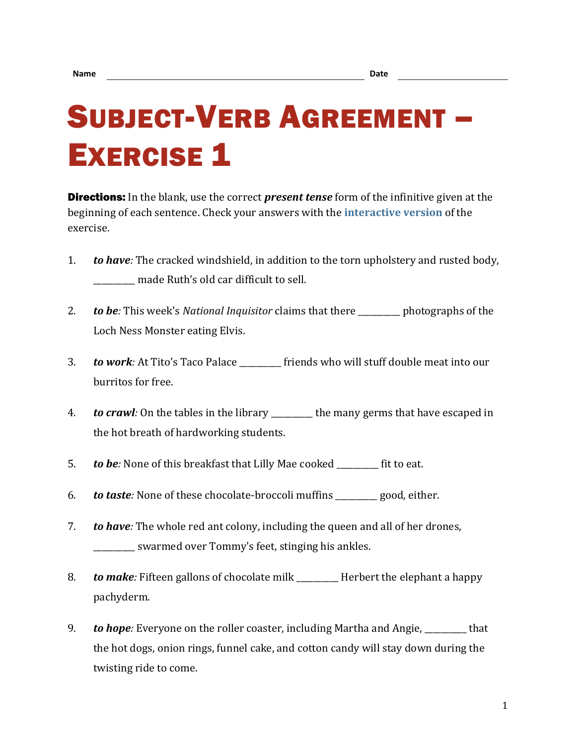Name ______________________________ Date ______________

# Subject-Verb Agreement – Exercise 1

**Directions:** In the blank, use the correct ***present tense*** form of the infinitive given at the beginning of each sentence. Check your answers with the **interactive version** of the exercise.

1. ***to have**:* The cracked windshield, in addition to the torn upholstery and rusted body, _________ made Ruth's old car difficult to sell.

2. ***to be**:* This week's *National Inquisitor* claims that there _________ photographs of the Loch Ness Monster eating Elvis.

3. ***to work**:* At Tito's Taco Palace _________ friends who will stuff double meat into our burritos for free.

4. ***to crawl**:* On the tables in the library _________ the many germs that have escaped in the hot breath of hardworking students.

5. ***to be**:* None of this breakfast that Lilly Mae cooked _________ fit to eat.

6. ***to taste**:* None of these chocolate-broccoli muffins _________ good, either.

7. ***to have**:* The whole red ant colony, including the queen and all of her drones, _________ swarmed over Tommy's feet, stinging his ankles.

8. ***to make**:* Fifteen gallons of chocolate milk _________ Herbert the elephant a happy pachyderm.

9. ***to hope**:* Everyone on the roller coaster, including Martha and Angie, _________ that the hot dogs, onion rings, funnel cake, and cotton candy will stay down during the twisting ride to come.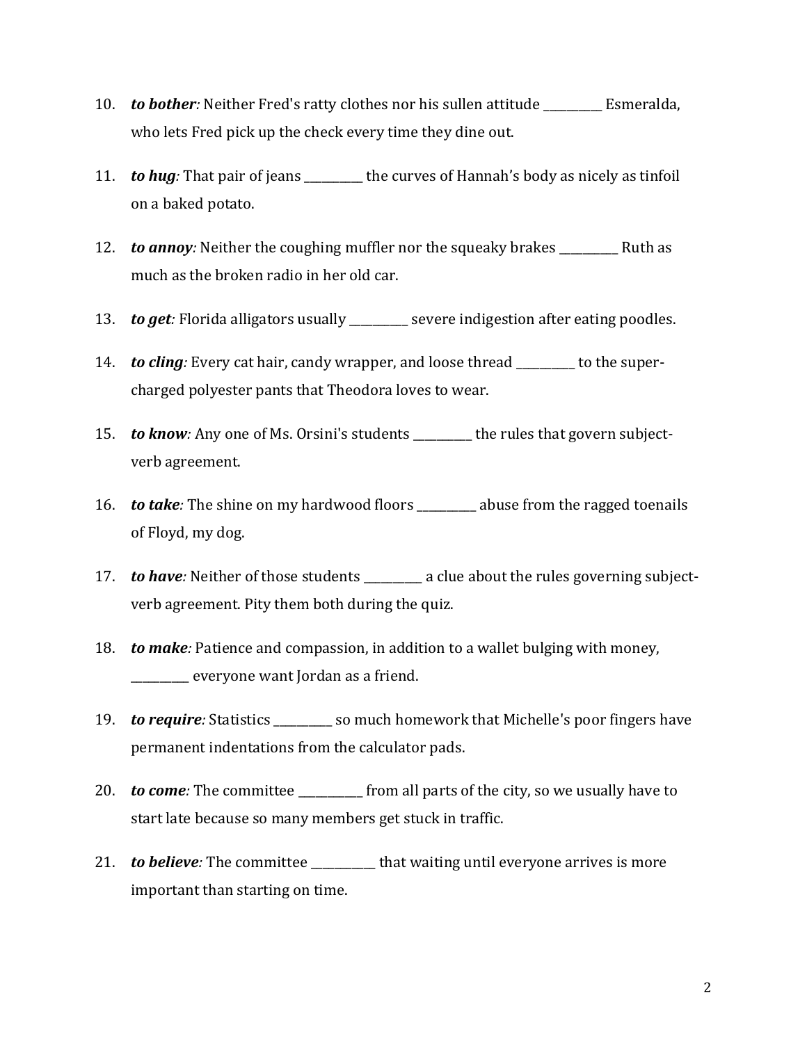10. ***to bother:*** Neither Fred's ratty clothes nor his sullen attitude __________ Esmeralda, who lets Fred pick up the check every time they dine out.

11. ***to hug:*** That pair of jeans __________ the curves of Hannah's body as nicely as tinfoil on a baked potato.

12. ***to annoy:*** Neither the coughing muffler nor the squeaky brakes __________ Ruth as much as the broken radio in her old car.

13. ***to get:*** Florida alligators usually __________ severe indigestion after eating poodles.

14. ***to cling:*** Every cat hair, candy wrapper, and loose thread __________ to the super-charged polyester pants that Theodora loves to wear.

15. ***to know:*** Any one of Ms. Orsini's students __________ the rules that govern subject-verb agreement.

16. ***to take:*** The shine on my hardwood floors __________ abuse from the ragged toenails of Floyd, my dog.

17. ***to have:*** Neither of those students __________ a clue about the rules governing subject-verb agreement. Pity them both during the quiz.

18. ***to make:*** Patience and compassion, in addition to a wallet bulging with money, __________ everyone want Jordan as a friend.

19. ***to require:*** Statistics __________ so much homework that Michelle's poor fingers have permanent indentations from the calculator pads.

20. ***to come:*** The committee ___________ from all parts of the city, so we usually have to start late because so many members get stuck in traffic.

21. ***to believe:*** The committee ___________ that waiting until everyone arrives is more important than starting on time.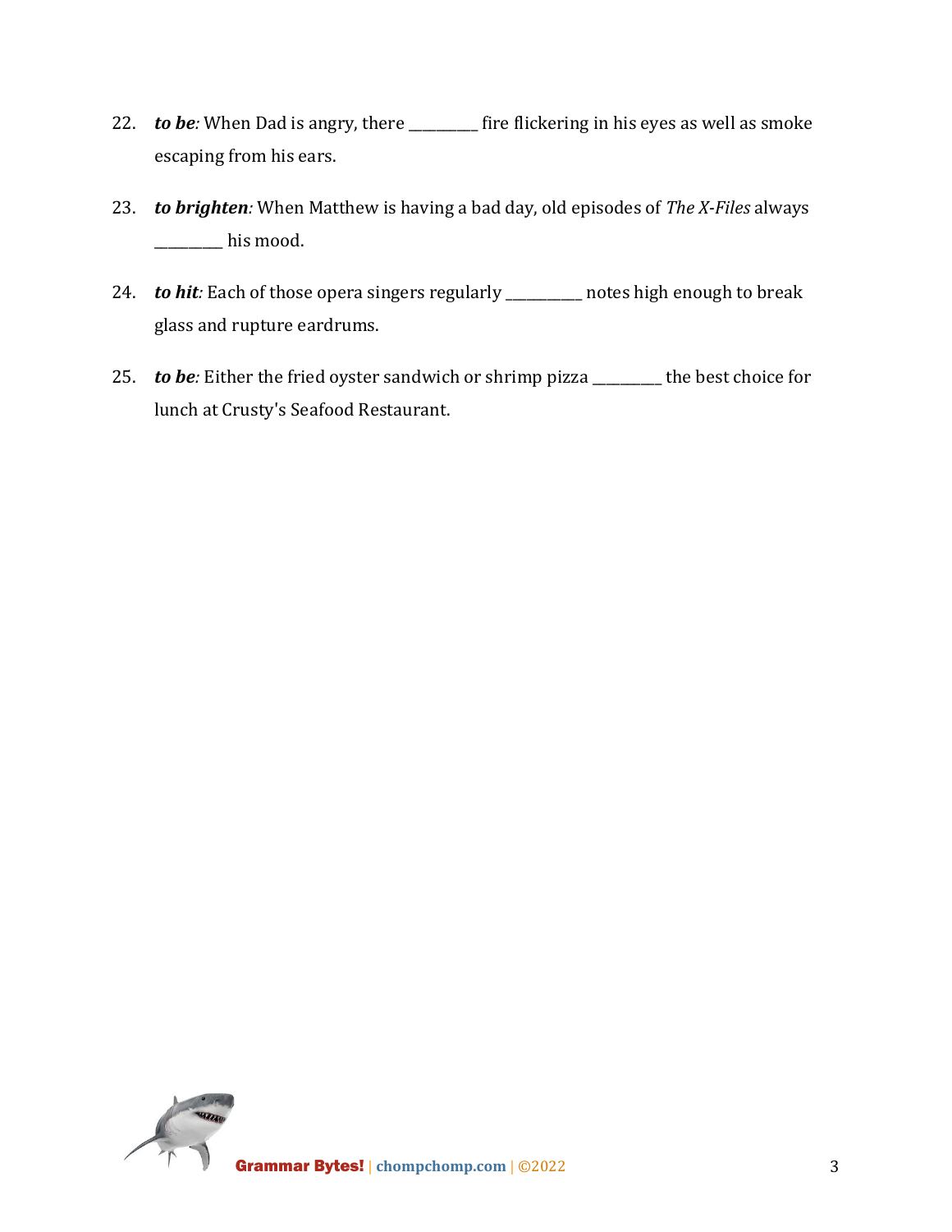22. ***to be:*** When Dad is angry, there _________ fire flickering in his eyes as well as smoke escaping from his ears.

23. ***to brighten:*** When Matthew is having a bad day, old episodes of *The X-Files* always _________ his mood.

24. ***to hit:*** Each of those opera singers regularly __________ notes high enough to break glass and rupture eardrums.

25. ***to be:*** Either the fried oyster sandwich or shrimp pizza _________ the best choice for lunch at Crusty's Seafood Restaurant.